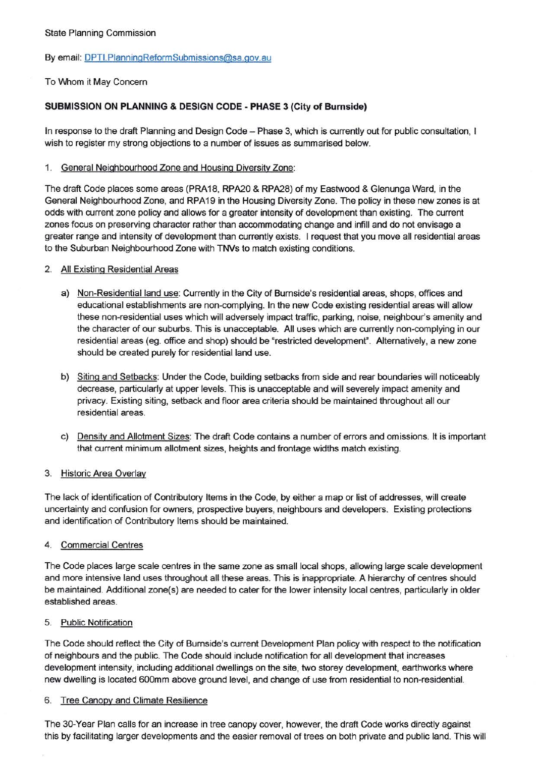State Planning Commission

By email: DPTI.PlanningReformSubmissions@sa.gov.au

To Whom it May Concern

**SUBMISSION ON PLANNING & DESIGN CODE - PHASE 3 (City of Burnside)**

In response to the draft Planning and Design Code – Phase 3, which is currently out for public consultation, I wish to register my strong objections to a number of issues as summarised below.

1. General Neighbourhood Zone and Housing Diversity Zone:

The draft Code places some areas (PRA18, RPA20 & RPA28) of my Eastwood & Glenunga Ward, in the General Neighbourhood Zone, and RPA19 in the Housing Diversity Zone. The policy in these new zones is at odds with current zone policy and allows for a greater intensity of development than existing. The current zones focus on preserving character rather than accommodating change and infill and do not envisage a greater range and intensity of development than currently exists. I request that you move all residential areas to the Suburban Neighbourhood Zone with TNVs to match existing conditions.

2. All Existing Residential Areas

   a) Non-Residential land use: Currently in the City of Burnside's residential areas, shops, offices and educational establishments are non-complying. In the new Code existing residential areas will allow these non-residential uses which will adversely impact traffic, parking, noise, neighbour's amenity and the character of our suburbs. This is unacceptable. All uses which are currently non-complying in our residential areas (eg. office and shop) should be "restricted development". Alternatively, a new zone should be created purely for residential land use.

   b) Siting and Setbacks: Under the Code, building setbacks from side and rear boundaries will noticeably decrease, particularly at upper levels. This is unacceptable and will severely impact amenity and privacy. Existing siting, setback and floor area criteria should be maintained throughout all our residential areas.

   c) Density and Allotment Sizes: The draft Code contains a number of errors and omissions. It is important that current minimum allotment sizes, heights and frontage widths match existing.

3. Historic Area Overlay

The lack of identification of Contributory Items in the Code, by either a map or list of addresses, will create uncertainty and confusion for owners, prospective buyers, neighbours and developers. Existing protections and identification of Contributory Items should be maintained.

4. Commercial Centres

The Code places large scale centres in the same zone as small local shops, allowing large scale development and more intensive land uses throughout all these areas. This is inappropriate. A hierarchy of centres should be maintained. Additional zone(s) are needed to cater for the lower intensity local centres, particularly in older established areas.

5. Public Notification

The Code should reflect the City of Burnside's current Development Plan policy with respect to the notification of neighbours and the public. The Code should include notification for all development that increases development intensity, including additional dwellings on the site, two storey development, earthworks where new dwelling is located 600mm above ground level, and change of use from residential to non-residential.

6. Tree Canopy and Climate Resilience

The 30-Year Plan calls for an increase in tree canopy cover, however, the draft Code works directly against this by facilitating larger developments and the easier removal of trees on both private and public land. This will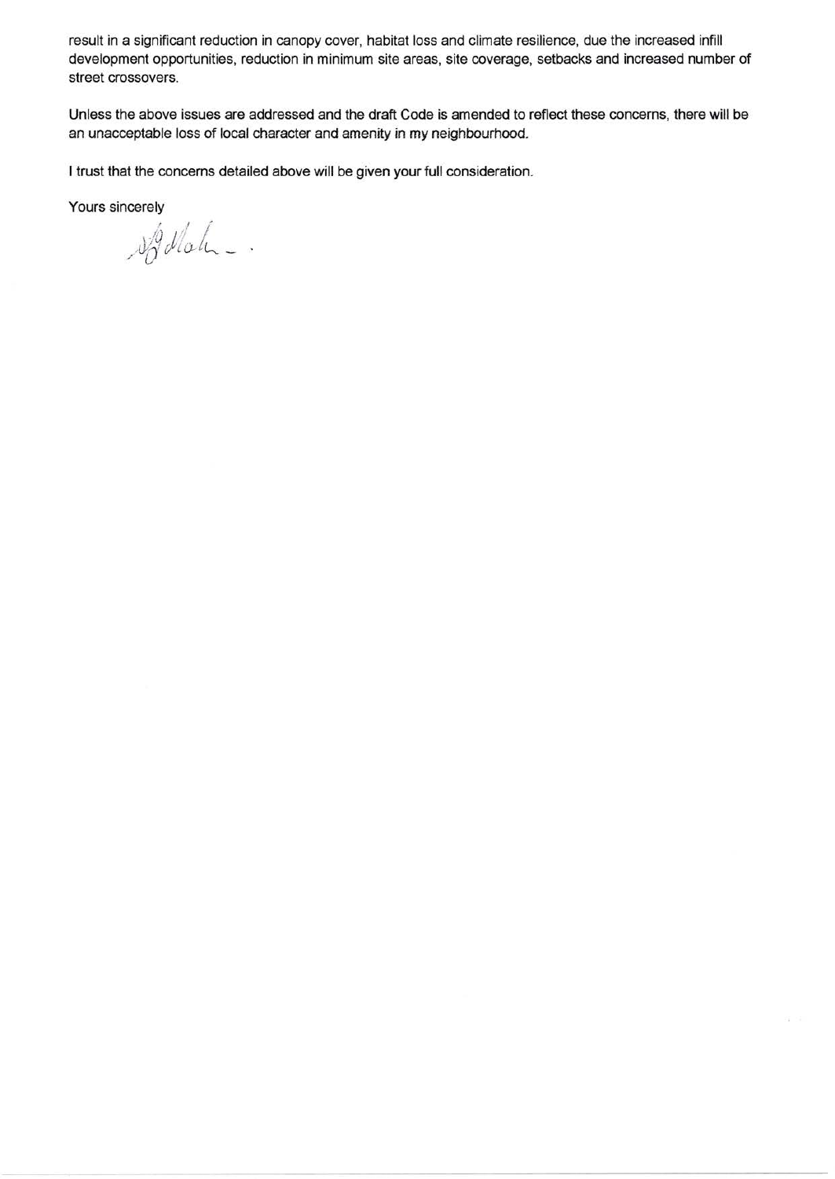result in a significant reduction in canopy cover, habitat loss and climate resilience, due the increased infill development opportunities, reduction in minimum site areas, site coverage, setbacks and increased number of street crossovers.

Unless the above issues are addressed and the draft Code is amended to reflect these concerns, there will be an unacceptable loss of local character and amenity in my neighbourhood.

I trust that the concerns detailed above will be given your full consideration.

Yours sincerely